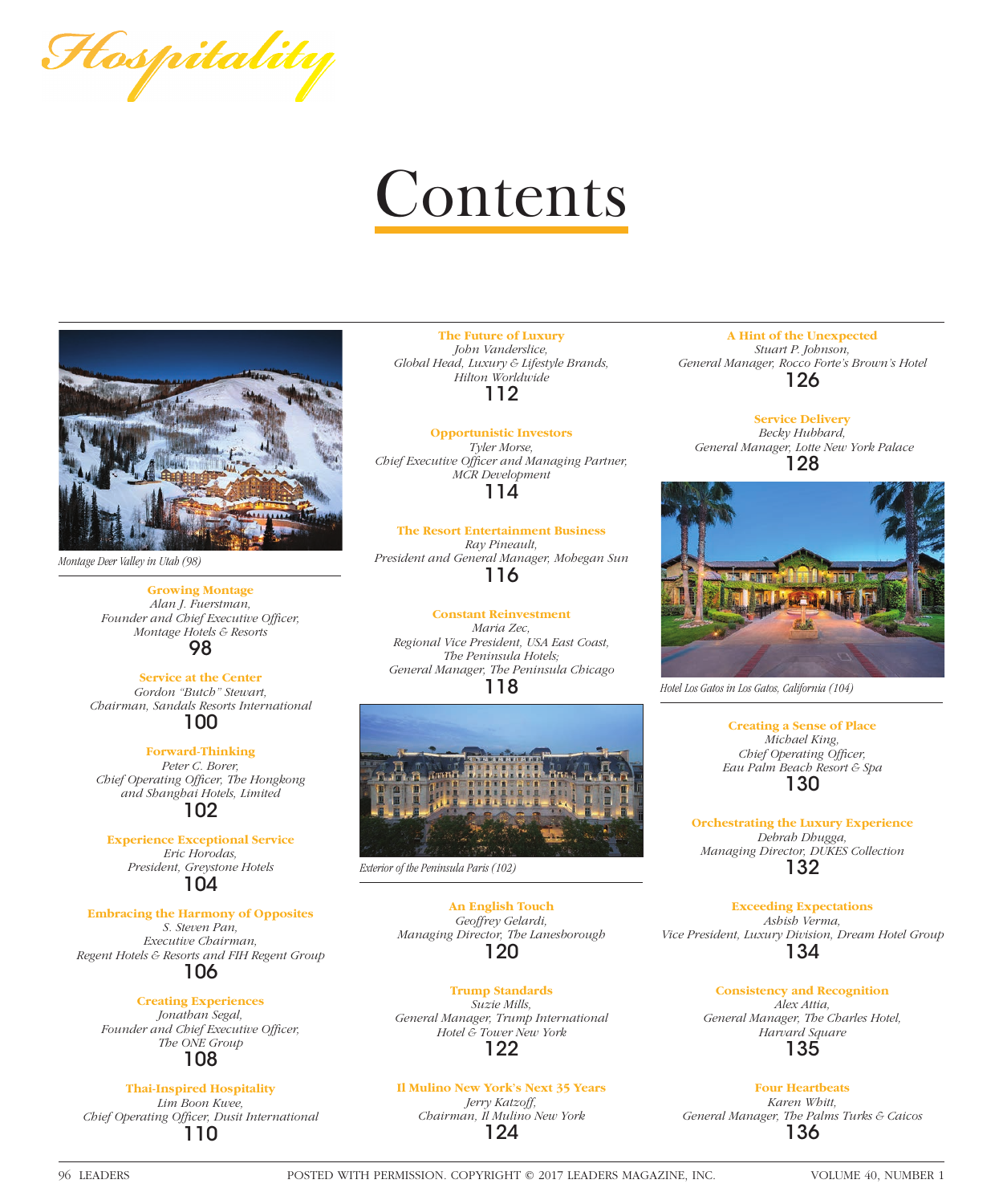*Hospitality*

# Contents

Montage Deer Valley in Utah (98)

**Growing Montage**
*Alan J. Fuerstman,*
*Founder and Chief Executive Officer,*
*Montage Hotels & Resorts*
98

**Service at the Center**
*Gordon "Butch" Stewart,*
*Chairman, Sandals Resorts International*
100

**Forward-Thinking**
*Peter C. Borer,*
*Chief Operating Officer, The Hongkong and Shanghai Hotels, Limited*
102

**Experience Exceptional Service**
*Eric Horodas,*
*President, Greystone Hotels*
104

**Embracing the Harmony of Opposites**
*S. Steven Pan,*
*Executive Chairman,*
*Regent Hotels & Resorts and FIH Regent Group*
106

**Creating Experiences**
*Jonathan Segal,*
*Founder and Chief Executive Officer,*
*The ONE Group*
108

**Thai-Inspired Hospitality**
*Lim Boon Kwee,*
*Chief Operating Officer, Dusit International*
110

**The Future of Luxury**
*John Vanderslice,*
*Global Head, Luxury & Lifestyle Brands,*
*Hilton Worldwide*
112

**Opportunistic Investors**
*Tyler Morse,*
*Chief Executive Officer and Managing Partner,*
*MCR Development*
114

**The Resort Entertainment Business**
*Ray Pineault,*
*President and General Manager, Mohegan Sun*
116

**Constant Reinvestment**
*Maria Zec,*
*Regional Vice President, USA East Coast,*
*The Peninsula Hotels;*
*General Manager, The Peninsula Chicago*
118

Exterior of the Peninsula Paris (102)

**An English Touch**
*Geoffrey Gelardi,*
*Managing Director, The Lanesborough*
120

**Trump Standards**
*Suzie Mills,*
*General Manager, Trump International Hotel & Tower New York*
122

**Il Mulino New York's Next 35 Years**
*Jerry Katzoff,*
*Chairman, Il Mulino New York*
124

**A Hint of the Unexpected**
*Stuart P. Johnson,*
*General Manager, Rocco Forte's Brown's Hotel*
126

**Service Delivery**
*Becky Hubbard,*
*General Manager, Lotte New York Palace*
128

Hotel Los Gatos in Los Gatos, California (104)

**Creating a Sense of Place**
*Michael King,*
*Chief Operating Officer,*
*Eau Palm Beach Resort & Spa*
130

**Orchestrating the Luxury Experience**
*Debrah Dhugga,*
*Managing Director, DUKES Collection*
132

**Exceeding Expectations**
*Ashish Verma,*
*Vice President, Luxury Division, Dream Hotel Group*
134

**Consistency and Recognition**
*Alex Attia,*
*General Manager, The Charles Hotel,*
*Harvard Square*
135

**Four Heartbeats**
*Karen Whitt,*
*General Manager, The Palms Turks & Caicos*
136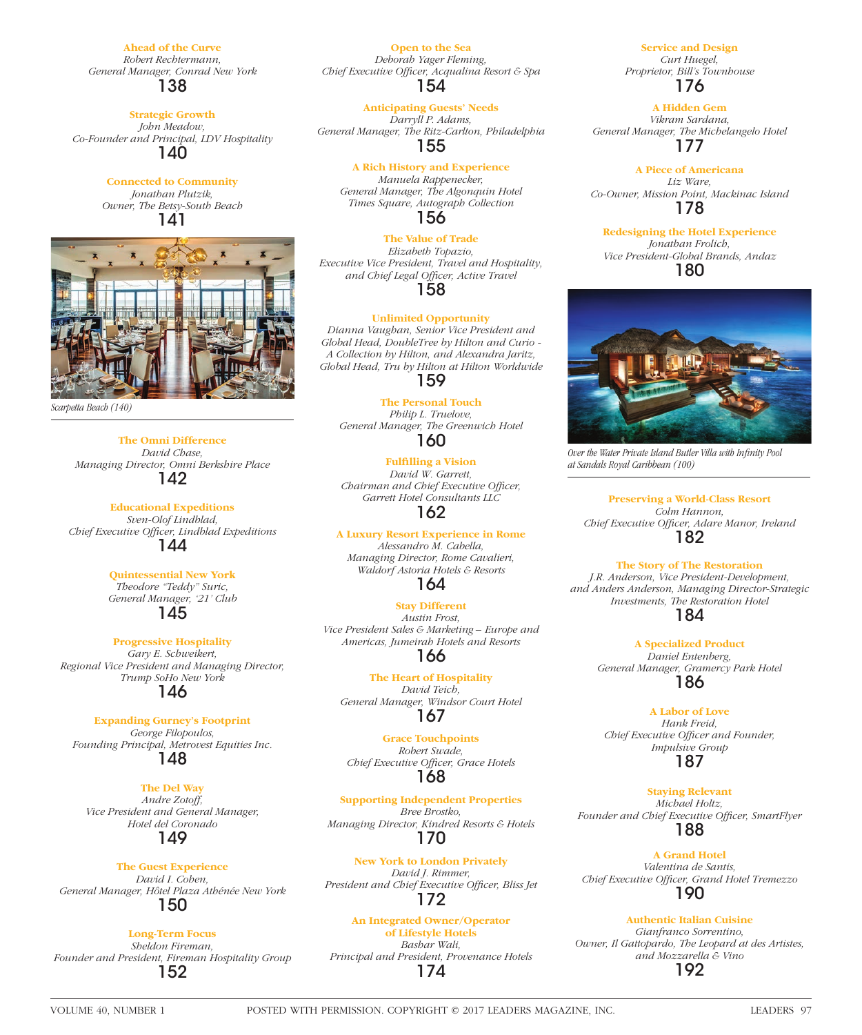**Ahead of the Curve**
*Robert Rechtermann,*
*General Manager, Conrad New York*
138

**Strategic Growth**
*John Meadow,*
*Co-Founder and Principal, LDV Hospitality*
140

**Connected to Community**
*Jonathan Plutzik,*
*Owner, The Betsy-South Beach*
141

*Scarpetta Beach (140)*

**The Omni Difference**
*David Chase,*
*Managing Director, Omni Berkshire Place*
142

**Educational Expeditions**
*Sven-Olof Lindblad,*
*Chief Executive Officer, Lindblad Expeditions*
144

**Quintessential New York**
*Theodore "Teddy" Suric,*
*General Manager, '21' Club*
145

**Progressive Hospitality**
*Gary E. Schweikert,*
*Regional Vice President and Managing Director,*
*Trump SoHo New York*
146

**Expanding Gurney's Footprint**
*George Filopoulos,*
*Founding Principal, Metrovest Equities Inc.*
148

**The Del Way**
*Andre Zotoff,*
*Vice President and General Manager,*
*Hotel del Coronado*
149

**The Guest Experience**
*David I. Cohen,*
*General Manager, Hôtel Plaza Athénée New York*
150

**Long-Term Focus**
*Sheldon Fireman,*
*Founder and President, Fireman Hospitality Group*
152

**Open to the Sea**
*Deborah Yager Fleming,*
*Chief Executive Officer, Acqualina Resort & Spa*
154

**Anticipating Guests' Needs**
*Darryll P. Adams,*
*General Manager, The Ritz-Carlton, Philadelphia*
155

**A Rich History and Experience**
*Manuela Rappenecker,*
*General Manager, The Algonquin Hotel*
*Times Square, Autograph Collection*
156

**The Value of Trade**
*Elizabeth Topazio,*
*Executive Vice President, Travel and Hospitality,*
*and Chief Legal Officer, Active Travel*
158

**Unlimited Opportunity**
*Dianna Vaughan, Senior Vice President and*
*Global Head, DoubleTree by Hilton and Curio -*
*A Collection by Hilton, and Alexandra Jaritz,*
*Global Head, Tru by Hilton at Hilton Worldwide*
159

**The Personal Touch**
*Philip L. Truelove,*
*General Manager, The Greenwich Hotel*
160

**Fulfilling a Vision**
*David W. Garrett,*
*Chairman and Chief Executive Officer,*
*Garrett Hotel Consultants LLC*
162

**A Luxury Resort Experience in Rome**
*Alessandro M. Cabella,*
*Managing Director, Rome Cavalieri,*
*Waldorf Astoria Hotels & Resorts*
164

**Stay Different**
*Austin Frost,*
*Vice President Sales & Marketing – Europe and*
*Americas, Jumeirah Hotels and Resorts*
166

**The Heart of Hospitality**
*David Teich,*
*General Manager, Windsor Court Hotel*
167

**Grace Touchpoints**
*Robert Swade,*
*Chief Executive Officer, Grace Hotels*
168

**Supporting Independent Properties**
*Bree Brostko,*
*Managing Director, Kindred Resorts & Hotels*
170

**New York to London Privately**
*David J. Rimmer,*
*President and Chief Executive Officer, Bliss Jet*
172

**An Integrated Owner/Operator of Lifestyle Hotels**
*Bashar Wali,*
*Principal and President, Provenance Hotels*
174

**Service and Design**
*Curt Huegel,*
*Proprietor, Bill's Townhouse*
176

**A Hidden Gem**
*Vikram Sardana,*
*General Manager, The Michelangelo Hotel*
177

**A Piece of Americana**
*Liz Ware,*
*Co-Owner, Mission Point, Mackinac Island*
178

**Redesigning the Hotel Experience**
*Jonathan Frolich,*
*Vice President-Global Brands, Andaz*
180

*Over the Water Private Island Butler Villa with Infinity Pool at Sandals Royal Caribbean (100)*

**Preserving a World-Class Resort**
*Colm Hannon,*
*Chief Executive Officer, Adare Manor, Ireland*
182

**The Story of The Restoration**
*J.R. Anderson, Vice President-Development,*
*and Anders Anderson, Managing Director-Strategic*
*Investments, The Restoration Hotel*
184

**A Specialized Product**
*Daniel Entenberg,*
*General Manager, Gramercy Park Hotel*
186

**A Labor of Love**
*Hank Freid,*
*Chief Executive Officer and Founder,*
*Impulsive Group*
187

**Staying Relevant**
*Michael Holtz,*
*Founder and Chief Executive Officer, SmartFlyer*
188

**A Grand Hotel**
*Valentina de Santis,*
*Chief Executive Officer, Grand Hotel Tremezzo*
190

**Authentic Italian Cuisine**
*Gianfranco Sorrentino,*
*Owner, Il Gattopardo, The Leopard at des Artistes,*
*and Mozzarella & Vino*
192

POSTED WITH PERMISSION. COPYRIGHT © 2017 LEADERS MAGAZINE, INC.